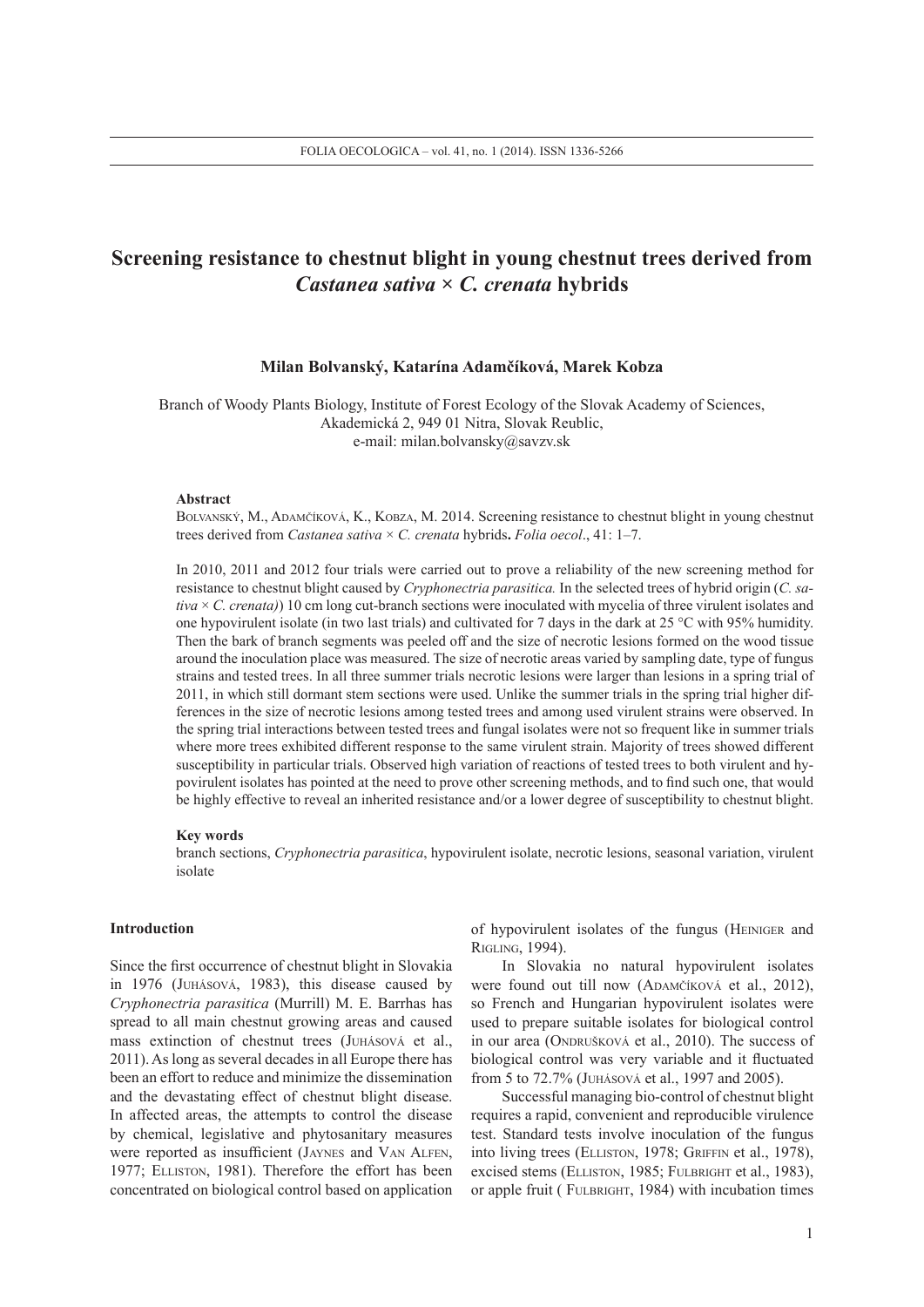# Screening resistance to chestnut blight in young chestnut trees derived from *Castanea sativa* × *C. crenata* hybrids

**Milan Bolvanský, Katarína Adamčíková, Marek Kobza**

Branch of Woody Plants Biology, Institute of Forest Ecology of the Slovak Academy of Sciences, Akademická 2, 949 01 Nitra, Slovak Reublic,
e-mail: milan.bolvansky@savzv.sk

**Abstract**

Bolvanský, M., Adamčíková, K., Kobza, M. 2014. Screening resistance to chestnut blight in young chestnut trees derived from *Castanea sativa* × *C. crenata* hybrids**.** *Folia oecol*., 41: 1–7.

In 2010, 2011 and 2012 four trials were carried out to prove a reliability of the new screening method for resistance to chestnut blight caused by *Cryphonectria parasitica.* In the selected trees of hybrid origin (*C. sativa* × *C. crenata)*) 10 cm long cut-branch sections were inoculated with mycelia of three virulent isolates and one hypovirulent isolate (in two last trials) and cultivated for 7 days in the dark at 25 °C with 95% humidity. Then the bark of branch segments was peeled off and the size of necrotic lesions formed on the wood tissue around the inoculation place was measured. The size of necrotic areas varied by sampling date, type of fungus strains and tested trees. In all three summer trials necrotic lesions were larger than lesions in a spring trial of 2011, in which still dormant stem sections were used. Unlike the summer trials in the spring trial higher differences in the size of necrotic lesions among tested trees and among used virulent strains were observed. In the spring trial interactions between tested trees and fungal isolates were not so frequent like in summer trials where more trees exhibited different response to the same virulent strain. Majority of trees showed different susceptibility in particular trials. Observed high variation of reactions of tested trees to both virulent and hypovirulent isolates has pointed at the need to prove other screening methods, and to find such one, that would be highly effective to reveal an inherited resistance and/or a lower degree of susceptibility to chestnut blight.

**Key words**

branch sections, *Cryphonectria parasitica*, hypovirulent isolate, necrotic lesions, seasonal variation, virulent isolate

## Introduction

Since the first occurrence of chestnut blight in Slovakia in 1976 (Juhásová, 1983), this disease caused by *Cryphonectria parasitica* (Murrill) M. E. Barrhas has spread to all main chestnut growing areas and caused mass extinction of chestnut trees (Juhásová et al., 2011). As long as several decades in all Europe there has been an effort to reduce and minimize the dissemination and the devastating effect of chestnut blight disease. In affected areas, the attempts to control the disease by chemical, legislative and phytosanitary measures were reported as insufficient (Jaynes and Van Alfen, 1977; Elliston, 1981). Therefore the effort has been concentrated on biological control based on application of hypovirulent isolates of the fungus (Heiniger and Rigling, 1994).

In Slovakia no natural hypovirulent isolates were found out till now (Adamčíková et al., 2012), so French and Hungarian hypovirulent isolates were used to prepare suitable isolates for biological control in our area (Ondrušková et al., 2010). The success of biological control was very variable and it fluctuated from 5 to 72.7% (Juhásová et al., 1997 and 2005).

Successful managing bio-control of chestnut blight requires a rapid, convenient and reproducible virulence test. Standard tests involve inoculation of the fungus into living trees (Elliston, 1978; Griffin et al., 1978), excised stems (Elliston, 1985; Fulbright et al., 1983), or apple fruit ( Fulbright, 1984) with incubation times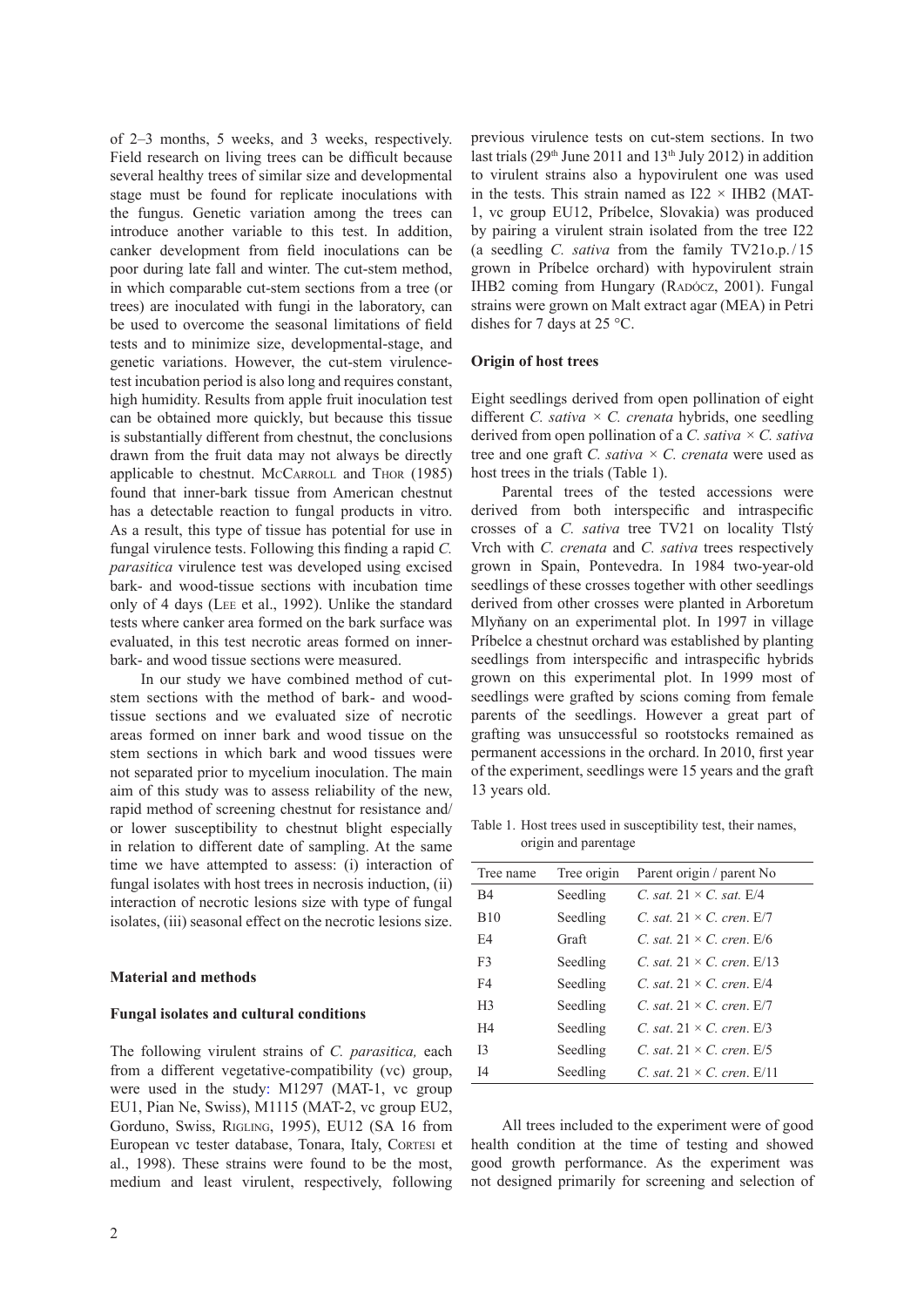of 2–3 months, 5 weeks, and 3 weeks, respectively. Field research on living trees can be difficult because several healthy trees of similar size and developmental stage must be found for replicate inoculations with the fungus. Genetic variation among the trees can introduce another variable to this test. In addition, canker development from field inoculations can be poor during late fall and winter. The cut-stem method, in which comparable cut-stem sections from a tree (or trees) are inoculated with fungi in the laboratory, can be used to overcome the seasonal limitations of field tests and to minimize size, developmental-stage, and genetic variations. However, the cut-stem virulence-test incubation period is also long and requires constant, high humidity. Results from apple fruit inoculation test can be obtained more quickly, but because this tissue is substantially different from chestnut, the conclusions drawn from the fruit data may not always be directly applicable to chestnut. McCarroll and Thor (1985) found that inner-bark tissue from American chestnut has a detectable reaction to fungal products in vitro. As a result, this type of tissue has potential for use in fungal virulence tests. Following this finding a rapid *C. parasitica* virulence test was developed using excised bark- and wood-tissue sections with incubation time only of 4 days (Lee et al., 1992). Unlike the standard tests where canker area formed on the bark surface was evaluated, in this test necrotic areas formed on inner-bark- and wood tissue sections were measured.

In our study we have combined method of cut-stem sections with the method of bark- and wood-tissue sections and we evaluated size of necrotic areas formed on inner bark and wood tissue on the stem sections in which bark and wood tissues were not separated prior to mycelium inoculation. The main aim of this study was to assess reliability of the new, rapid method of screening chestnut for resistance and/or lower susceptibility to chestnut blight especially in relation to different date of sampling. At the same time we have attempted to assess: (i) interaction of fungal isolates with host trees in necrosis induction, (ii) interaction of necrotic lesions size with type of fungal isolates, (iii) seasonal effect on the necrotic lesions size.

## Material and methods

### Fungal isolates and cultural conditions

The following virulent strains of *C. parasitica,* each from a different vegetative-compatibility (vc) group, were used in the study: M1297 (MAT-1, vc group EU1, Pian Ne, Swiss), M1115 (MAT-2, vc group EU2, Gorduno, Swiss, Rigling, 1995), EU12 (SA 16 from European vc tester database, Tonara, Italy, Cortesi et al., 1998). These strains were found to be the most, medium and least virulent, respectively, following previous virulence tests on cut-stem sections. In two last trials (29th June 2011 and 13th July 2012) in addition to virulent strains also a hypovirulent one was used in the tests. This strain named as I22 × IHB2 (MAT-1, vc group EU12, Príbelce, Slovakia) was produced by pairing a virulent strain isolated from the tree I22 (a seedling *C. sativa* from the family TV21o.p./15 grown in Príbelce orchard) with hypovirulent strain IHB2 coming from Hungary (Radócz, 2001). Fungal strains were grown on Malt extract agar (MEA) in Petri dishes for 7 days at 25 °C.

### Origin of host trees

Eight seedlings derived from open pollination of eight different *C. sativa* × *C. crenata* hybrids, one seedling derived from open pollination of a *C. sativa* × *C. sativa* tree and one graft *C. sativa* × *C. crenata* were used as host trees in the trials (Table 1).

Parental trees of the tested accessions were derived from both interspecific and intraspecific crosses of a *C. sativa* tree TV21 on locality Tlstý Vrch with *C. crenata* and *C. sativa* trees respectively grown in Spain, Pontevedra. In 1984 two-year-old seedlings of these crosses together with other seedlings derived from other crosses were planted in Arboretum Mlyňany on an experimental plot. In 1997 in village Príbelce a chestnut orchard was established by planting seedlings from interspecific and intraspecific hybrids grown on this experimental plot. In 1999 most of seedlings were grafted by scions coming from female parents of the seedlings. However a great part of grafting was unsuccessful so rootstocks remained as permanent accessions in the orchard. In 2010, first year of the experiment, seedlings were 15 years and the graft 13 years old.

Table 1. Host trees used in susceptibility test, their names, origin and parentage

| Tree name | Tree origin | Parent origin / parent No |
|---|---|---|
| B4 | Seedling | *C. sat.* 21 × *C. sat.* E/4 |
| B10 | Seedling | *C. sat.* 21 × *C. cren*. E/7 |
| E4 | Graft | *C. sat.* 21 × *C. cren*. E/6 |
| F3 | Seedling | *C. sat.* 21 × *C. cren*. E/13 |
| F4 | Seedling | *C. sat*. 21 × *C. cren*. E/4 |
| H3 | Seedling | *C. sat*. 21 × *C. cren*. E/7 |
| H4 | Seedling | *C. sat*. 21 × *C. cren*. E/3 |
| I3 | Seedling | *C. sat*. 21 × *C. cren*. E/5 |
| I4 | Seedling | *C. sat*. 21 × *C. cren*. E/11 |

All trees included to the experiment were of good health condition at the time of testing and showed good growth performance. As the experiment was not designed primarily for screening and selection of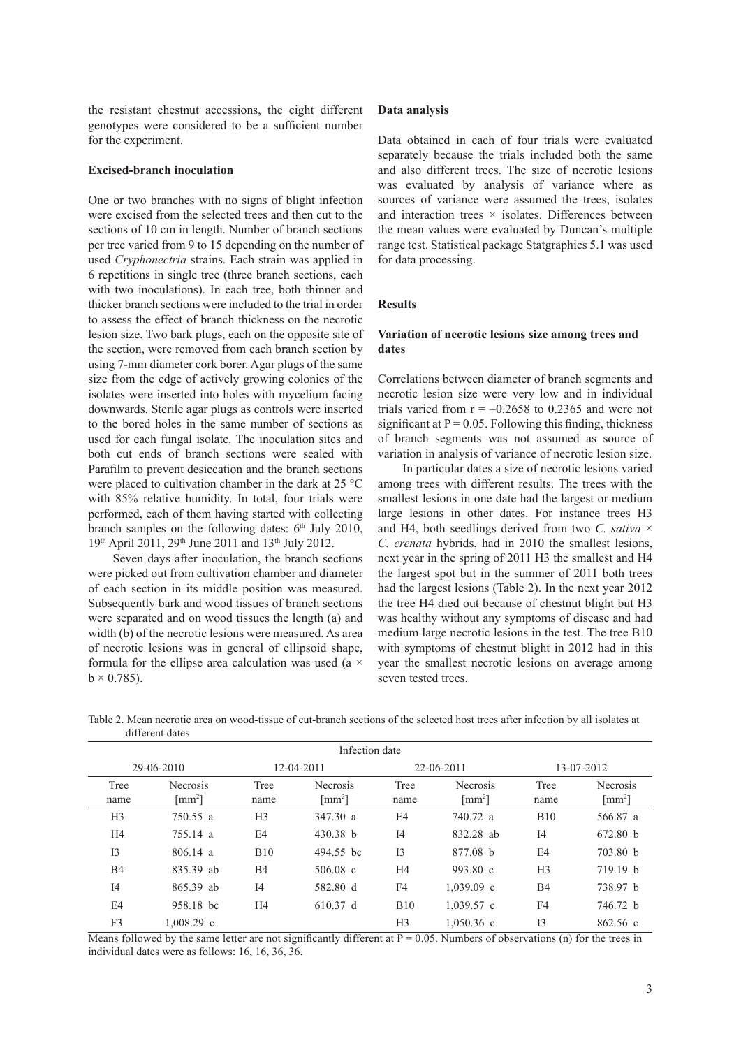the resistant chestnut accessions, the eight different genotypes were considered to be a sufficient number for the experiment.

**Excised-branch inoculation**

One or two branches with no signs of blight infection were excised from the selected trees and then cut to the sections of 10 cm in length. Number of branch sections per tree varied from 9 to 15 depending on the number of used *Cryphonectria* strains. Each strain was applied in 6 repetitions in single tree (three branch sections, each with two inoculations). In each tree, both thinner and thicker branch sections were included to the trial in order to assess the effect of branch thickness on the necrotic lesion size. Two bark plugs, each on the opposite site of the section, were removed from each branch section by using 7-mm diameter cork borer. Agar plugs of the same size from the edge of actively growing colonies of the isolates were inserted into holes with mycelium facing downwards. Sterile agar plugs as controls were inserted to the bored holes in the same number of sections as used for each fungal isolate. The inoculation sites and both cut ends of branch sections were sealed with Parafilm to prevent desiccation and the branch sections were placed to cultivation chamber in the dark at 25 °C with 85% relative humidity. In total, four trials were performed, each of them having started with collecting branch samples on the following dates: 6th July 2010, 19th April 2011, 29th June 2011 and 13th July 2012.

Seven days after inoculation, the branch sections were picked out from cultivation chamber and diameter of each section in its middle position was measured. Subsequently bark and wood tissues of branch sections were separated and on wood tissues the length (a) and width (b) of the necrotic lesions were measured. As area of necrotic lesions was in general of ellipsoid shape, formula for the ellipse area calculation was used ($a \times b \times 0.785$).

**Data analysis**

Data obtained in each of four trials were evaluated separately because the trials included both the same and also different trees. The size of necrotic lesions was evaluated by analysis of variance where as sources of variance were assumed the trees, isolates and interaction trees × isolates. Differences between the mean values were evaluated by Duncan's multiple range test. Statistical package Statgraphics 5.1 was used for data processing.

## Results

**Variation of necrotic lesions size among trees and dates**

Correlations between diameter of branch segments and necrotic lesion size were very low and in individual trials varied from $r = -0.2658$ to 0.2365 and were not significant at $P = 0.05$. Following this finding, thickness of branch segments was not assumed as source of variation in analysis of variance of necrotic lesion size.

In particular dates a size of necrotic lesions varied among trees with different results. The trees with the smallest lesions in one date had the largest or medium large lesions in other dates. For instance trees H3 and H4, both seedlings derived from two *C. sativa* × *C. crenata* hybrids, had in 2010 the smallest lesions, next year in the spring of 2011 H3 the smallest and H4 the largest spot but in the summer of 2011 both trees had the largest lesions (Table 2). In the next year 2012 the tree H4 died out because of chestnut blight but H3 was healthy without any symptoms of disease and had medium large necrotic lesions in the test. The tree B10 with symptoms of chestnut blight in 2012 had in this year the smallest necrotic lesions on average among seven tested trees.

Table 2. Mean necrotic area on wood-tissue of cut-branch sections of the selected host trees after infection by all isolates at different dates

| Infection date | | | | | | | |
|---|---|---|---|---|---|---|---|
| 29-06-2010 | | 12-04-2011 | | 22-06-2011 | | 13-07-2012 | |
| Tree name | Necrosis [mm²] | Tree name | Necrosis [mm²] | Tree name | Necrosis [mm²] | Tree name | Necrosis [mm²] |
| H3 | 750.55 a | H3 | 347.30 a | E4 | 740.72 a | B10 | 566.87 a |
| H4 | 755.14 a | E4 | 430.38 b | I4 | 832.28 ab | I4 | 672.80 b |
| I3 | 806.14 a | B10 | 494.55 bc | I3 | 877.08 b | E4 | 703.80 b |
| B4 | 835.39 ab | B4 | 506.08 c | H4 | 993.80 c | H3 | 719.19 b |
| I4 | 865.39 ab | I4 | 582.80 d | F4 | 1,039.09 c | B4 | 738.97 b |
| E4 | 958.18 bc | H4 | 610.37 d | B10 | 1,039.57 c | F4 | 746.72 b |
| F3 | 1,008.29 c | | | H3 | 1,050.36 c | I3 | 862.56 c |

Means followed by the same letter are not significantly different at $P = 0.05$. Numbers of observations (n) for the trees in individual dates were as follows: 16, 16, 36, 36.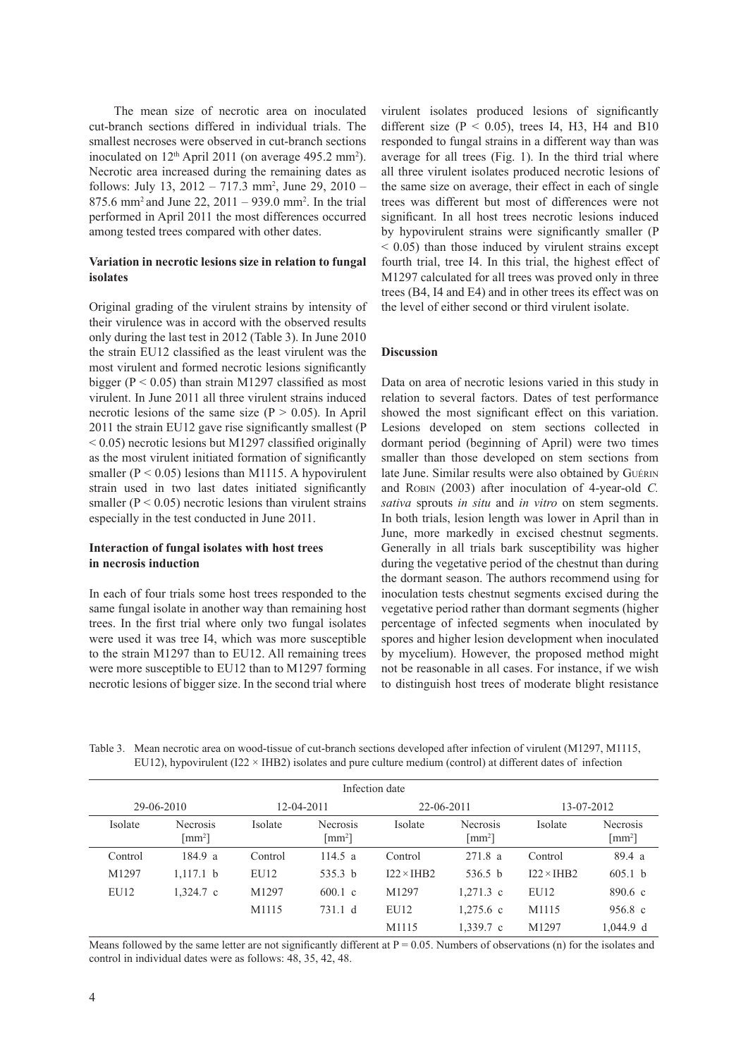The mean size of necrotic area on inoculated cut-branch sections differed in individual trials. The smallest necroses were observed in cut-branch sections inoculated on 12[th] April 2011 (on average 495.2 mm$^2$). Necrotic area increased during the remaining dates as follows: July 13, 2012 – 717.3 mm$^2$, June 29, 2010 – 875.6 mm$^2$ and June 22, 2011 – 939.0 mm$^2$. In the trial performed in April 2011 the most differences occurred among tested trees compared with other dates.

**Variation in necrotic lesions size in relation to fungal isolates**

Original grading of the virulent strains by intensity of their virulence was in accord with the observed results only during the last test in 2012 (Table 3). In June 2010 the strain EU12 classified as the least virulent was the most virulent and formed necrotic lesions significantly bigger ($P < 0.05$) than strain M1297 classified as most virulent. In June 2011 all three virulent strains induced necrotic lesions of the same size ($P > 0.05$). In April 2011 the strain EU12 gave rise significantly smallest ($P < 0.05$) necrotic lesions but M1297 classified originally as the most virulent initiated formation of significantly smaller ($P < 0.05$) lesions than M1115. A hypovirulent strain used in two last dates initiated significantly smaller ($P < 0.05$) necrotic lesions than virulent strains especially in the test conducted in June 2011.

**Interaction of fungal isolates with host trees in necrosis induction**

In each of four trials some host trees responded to the same fungal isolate in another way than remaining host trees. In the first trial where only two fungal isolates were used it was tree I4, which was more susceptible to the strain M1297 than to EU12. All remaining trees were more susceptible to EU12 than to M1297 forming necrotic lesions of bigger size. In the second trial where virulent isolates produced lesions of significantly different size ($P < 0.05$), trees I4, H3, H4 and B10 responded to fungal strains in a different way than was average for all trees (Fig. 1). In the third trial where all three virulent isolates produced necrotic lesions of the same size on average, their effect in each of single trees was different but most of differences were not significant. In all host trees necrotic lesions induced by hypovirulent strains were significantly smaller ($P < 0.05$) than those induced by virulent strains except fourth trial, tree I4. In this trial, the highest effect of M1297 calculated for all trees was proved only in three trees (B4, I4 and E4) and in other trees its effect was on the level of either second or third virulent isolate.

## Discussion

Data on area of necrotic lesions varied in this study in relation to several factors. Dates of test performance showed the most significant effect on this variation. Lesions developed on stem sections collected in dormant period (beginning of April) were two times smaller than those developed on stem sections from late June. Similar results were also obtained by Guérin and Robin (2003) after inoculation of 4-year-old *C. sativa* sprouts *in situ* and *in vitro* on stem segments. In both trials, lesion length was lower in April than in June, more markedly in excised chestnut segments. Generally in all trials bark susceptibility was higher during the vegetative period of the chestnut than during the dormant season. The authors recommend using for inoculation tests chestnut segments excised during the vegetative period rather than dormant segments (higher percentage of infected segments when inoculated by spores and higher lesion development when inoculated by mycelium). However, the proposed method might not be reasonable in all cases. For instance, if we wish to distinguish host trees of moderate blight resistance

Table 3. Mean necrotic area on wood-tissue of cut-branch sections developed after infection of virulent (M1297, M1115, EU12), hypovirulent (I22 × IHB2) isolates and pure culture medium (control) at different dates of infection

| Infection date | | | | | | | |
|---|---|---|---|---|---|---|---|
| 29-06-2010 | | 12-04-2011 | | 22-06-2011 | | 13-07-2012 | |
| Isolate | Necrosis [mm$^2$] | Isolate | Necrosis [mm$^2$] | Isolate | Necrosis [mm$^2$] | Isolate | Necrosis [mm$^2$] |
| Control | 184.9 a | Control | 114.5 a | Control | 271.8 a | Control | 89.4 a |
| M1297 | 1,117.1 b | EU12 | 535.3 b | I22 × IHB2 | 536.5 b | I22 × IHB2 | 605.1 b |
| EU12 | 1,324.7 c | M1297 | 600.1 c | M1297 | 1,271.3 c | EU12 | 890.6 c |
| | | M1115 | 731.1 d | EU12 | 1,275.6 c | M1115 | 956.8 c |
| | | | | M1115 | 1,339.7 c | M1297 | 1,044.9 d |

Means followed by the same letter are not significantly different at $P = 0.05$. Numbers of observations (n) for the isolates and control in individual dates were as follows: 48, 35, 42, 48.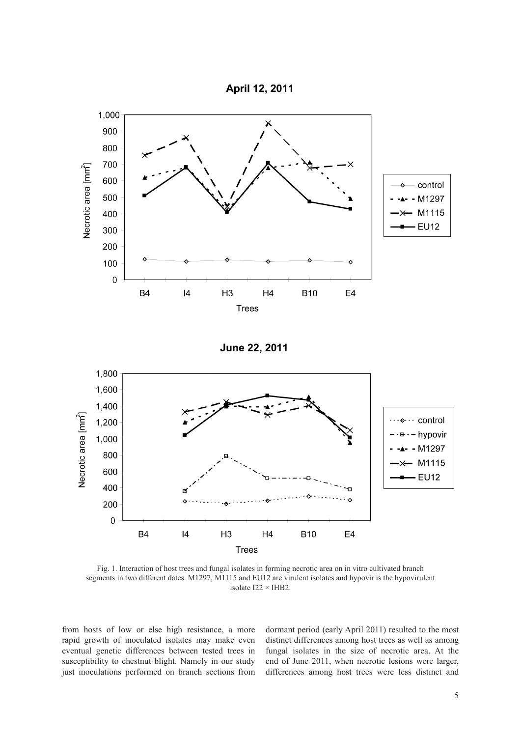Fig. 1. Interaction of host trees and fungal isolates in forming necrotic area on in vitro cultivated branch segments in two different dates. M1297, M1115 and EU12 are virulent isolates and hypovir is the hypovirulent isolate I22 × IHB2.

from hosts of low or else high resistance, a more rapid growth of inoculated isolates may make even eventual genetic differences between tested trees in susceptibility to chestnut blight. Namely in our study just inoculations performed on branch sections from dormant period (early April 2011) resulted to the most distinct differences among host trees as well as among fungal isolates in the size of necrotic area. At the end of June 2011, when necrotic lesions were larger, differences among host trees were less distinct and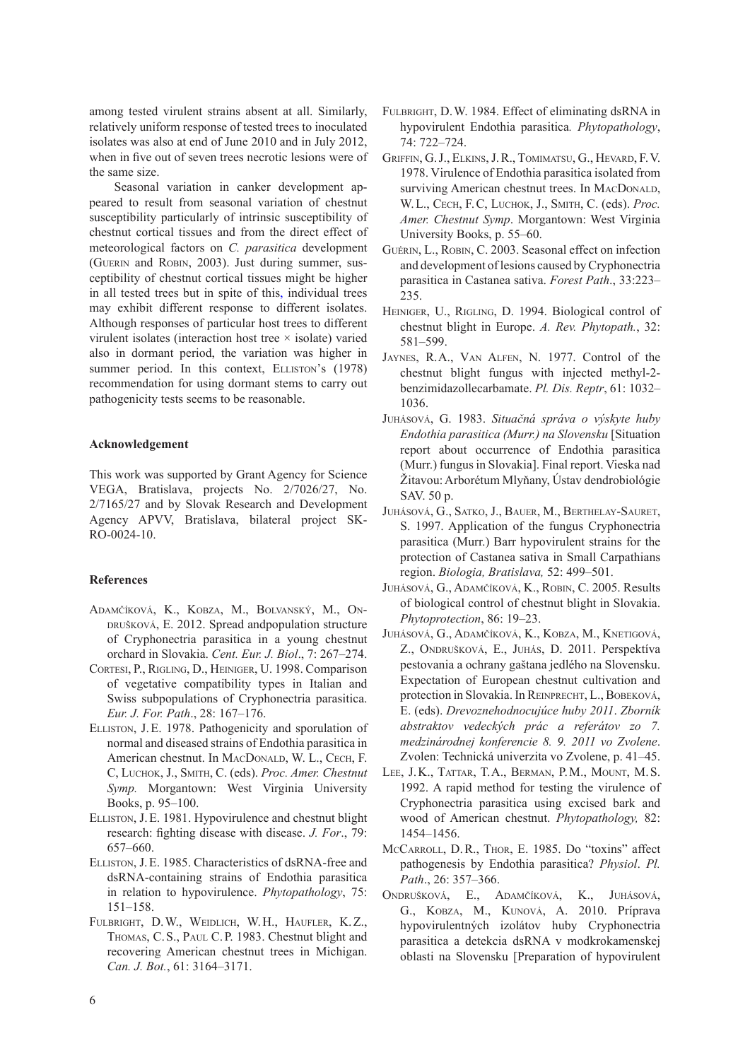among tested virulent strains absent at all. Similarly, relatively uniform response of tested trees to inoculated isolates was also at end of June 2010 and in July 2012, when in five out of seven trees necrotic lesions were of the same size.

Seasonal variation in canker development appeared to result from seasonal variation of chestnut susceptibility particularly of intrinsic susceptibility of chestnut cortical tissues and from the direct effect of meteorological factors on *C. parasitica* development (Guerin and Robin, 2003). Just during summer, susceptibility of chestnut cortical tissues might be higher in all tested trees but in spite of this, individual trees may exhibit different response to different isolates. Although responses of particular host trees to different virulent isolates (interaction host tree × isolate) varied also in dormant period, the variation was higher in summer period. In this context, Elliston's (1978) recommendation for using dormant stems to carry out pathogenicity tests seems to be reasonable.

## Acknowledgement

This work was supported by Grant Agency for Science VEGA, Bratislava, projects No. 2/7026/27, No. 2/7165/27 and by Slovak Research and Development Agency APVV, Bratislava, bilateral project SK-RO-0024-10.

## References

Adamčíková, K., Kobza, M., Bolvanský, M., Ondrušková, E. 2012. Spread andpopulation structure of Cryphonectria parasitica in a young chestnut orchard in Slovakia. *Cent. Eur. J. Biol*., 7: 267–274.

Cortesi, P., Rigling, D., Heiniger, U. 1998. Comparison of vegetative compatibility types in Italian and Swiss subpopulations of Cryphonectria parasitica. *Eur. J. For. Path*., 28: 167–176.

Elliston, J.E. 1978. Pathogenicity and sporulation of normal and diseased strains of Endothia parasitica in American chestnut. In MacDonald, W. L., Cech, F. C, Luchok, J., Smith, C. (eds). *Proc. Amer. Chestnut Symp.* Morgantown: West Virginia University Books, p. 95–100.

Elliston, J.E. 1981. Hypovirulence and chestnut blight research: fighting disease with disease. *J. For*., 79: 657–660.

Elliston, J.E. 1985. Characteristics of dsRNA-free and dsRNA-containing strains of Endothia parasitica in relation to hypovirulence. *Phytopathology*, 75: 151–158.

Fulbright, D.W., Weidlich, W.H., Haufler, K.Z., Thomas, C.S., Paul C.P. 1983. Chestnut blight and recovering American chestnut trees in Michigan. *Can. J. Bot.*, 61: 3164–3171.

Fulbright, D.W. 1984. Effect of eliminating dsRNA in hypovirulent Endothia parasitica*. Phytopathology*, 74: 722–724.

Griffin, G.J., Elkins, J.R., Tomimatsu, G., Hevard, F.V. 1978. Virulence of Endothia parasitica isolated from surviving American chestnut trees. In MacDonald, W.L., Cech, F.C, Luchok, J., Smith, C. (eds). *Proc. Amer. Chestnut Symp*. Morgantown: West Virginia University Books, p. 55–60.

Guérin, L., Robin, C. 2003. Seasonal effect on infection and development of lesions caused by Cryphonectria parasitica in Castanea sativa. *Forest Path*., 33:223–235.

Heiniger, U., Rigling, D. 1994. Biological control of chestnut blight in Europe. *A. Rev. Phytopath.*, 32: 581–599.

Jaynes, R.A., Van Alfen, N. 1977. Control of the chestnut blight fungus with injected methyl-2-benzimidazollecarbamate. *Pl. Dis. Reptr*, 61: 1032–1036.

Juhásová, G. 1983. *Situačná správa o výskyte huby Endothia parasitica (Murr.) na Slovensku* [Situation report about occurrence of Endothia parasitica (Murr.) fungus in Slovakia]. Final report. Vieska nad Žitavou: Arborétum Mlyňany, Ústav dendrobiológie SAV. 50 p.

Juhásová, G., Satko, J., Bauer, M., Berthelay-Sauret, S. 1997. Application of the fungus Cryphonectria parasitica (Murr.) Barr hypovirulent strains for the protection of Castanea sativa in Small Carpathians region. *Biologia, Bratislava,* 52: 499–501.

Juhásová, G., Adamčíková, K., Robin, C. 2005. Results of biological control of chestnut blight in Slovakia. *Phytoprotection*, 86: 19–23.

Juhásová, G., Adamčíková, K., Kobza, M., Knetigová, Z., Ondrušková, E., Juhás, D. 2011. Perspektíva pestovania a ochrany gaštana jedlého na Slovensku. Expectation of European chestnut cultivation and protection in Slovakia. In Reinprecht, L., Bobeková, E. (eds). *Drevoznehodnocujúce huby 2011*. *Zborník abstraktov vedeckých prác a referátov zo 7. medzinárodnej konferencie 8. 9. 2011 vo Zvolene*. Zvolen: Technická univerzita vo Zvolene, p. 41–45.

Lee, J.K., Tattar, T.A., Berman, P.M., Mount, M.S. 1992. A rapid method for testing the virulence of Cryphonectria parasitica using excised bark and wood of American chestnut. *Phytopathology,* 82: 1454–1456.

McCarroll, D.R., Thor, E. 1985. Do "toxins" affect pathogenesis by Endothia parasitica? *Physiol*. *Pl. Path*., 26: 357–366.

Ondrušková, E., Adamčíková, K., Juhásová, G., Kobza, M., Kunová, A. 2010. Príprava hypovirulentných izolátov huby Cryphonectria parasitica a detekcia dsRNA v modkrokamenskej oblasti na Slovensku [Preparation of hypovirulent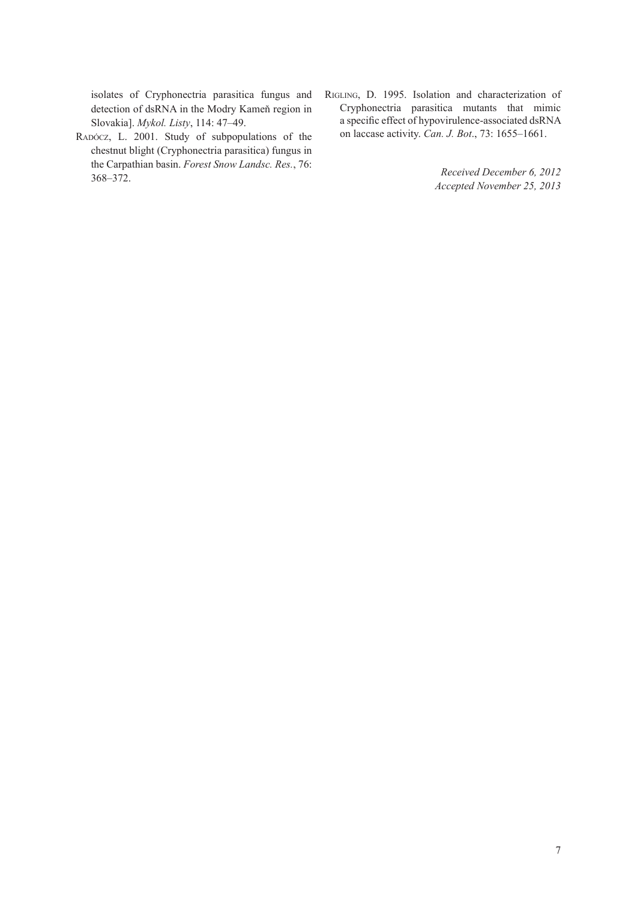isolates of Cryphonectria parasitica fungus and detection of dsRNA in the Modry Kameň region in Slovakia]. *Mykol. Listy*, 114: 47–49.

RADÓCZ, L. 2001. Study of subpopulations of the chestnut blight (Cryphonectria parasitica) fungus in the Carpathian basin. *Forest Snow Landsc. Res.*, 76: 368–372.

RIGLING, D. 1995. Isolation and characterization of Cryphonectria parasitica mutants that mimic a specific effect of hypovirulence-associated dsRNA on laccase activity. *Can. J. Bot*., 73: 1655–1661.

*Received December 6, 2012*
*Accepted November 25, 2013*